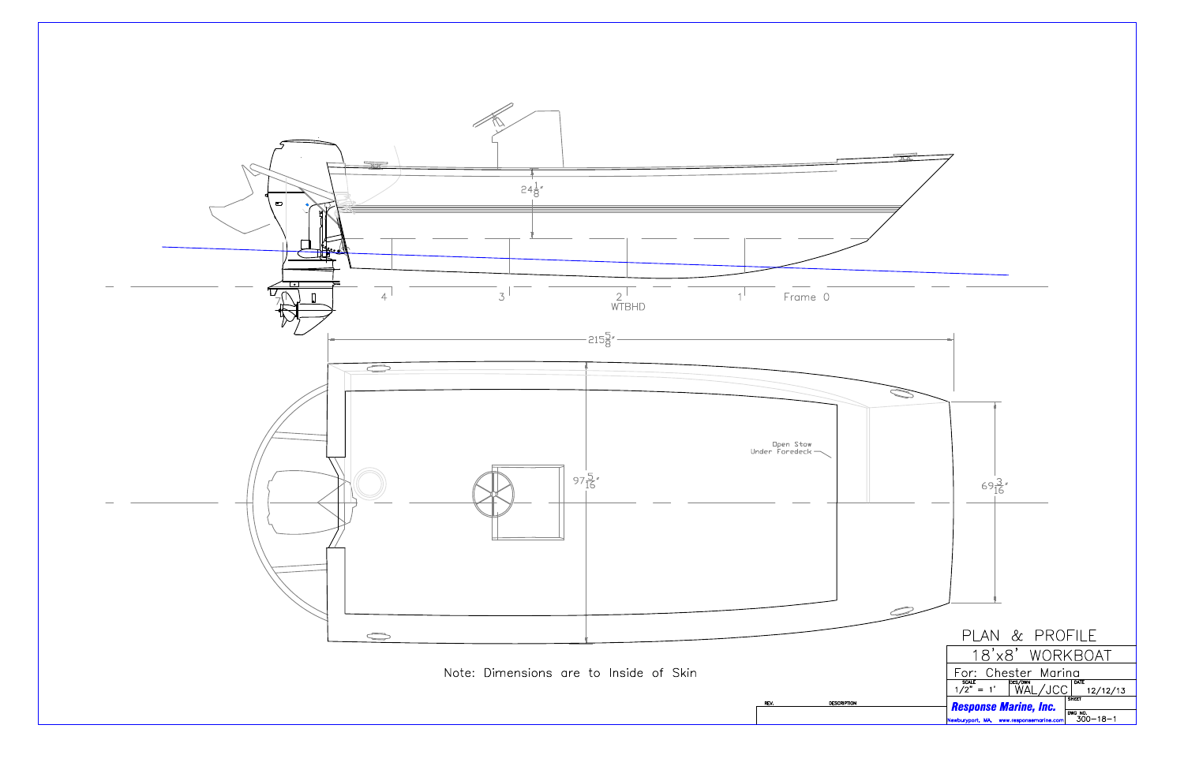24 1/8"

4 3 2 WTBHD 1 Frame 0

215 5/8"

Open Stow Under Foredeck

97 5/16"

69 3/16"

Note: Dimensions are to Inside of Skin

| REV. | DESCRIPTION |
| --- | --- |
| | |

# PLAN & PROFILE

## 18'x8' WORKBOAT

For: Chester Marina

| SCALE | DES/DWN | DATE |
| --- | --- | --- |
| 1/2" = 1' | WAL/JCC | 12/12/13 |

| Response Marine, Inc. | SHEET |
| --- | --- |
| Newburyport, MA, www.responsemarine.com | DWG NO. 300-18-1 |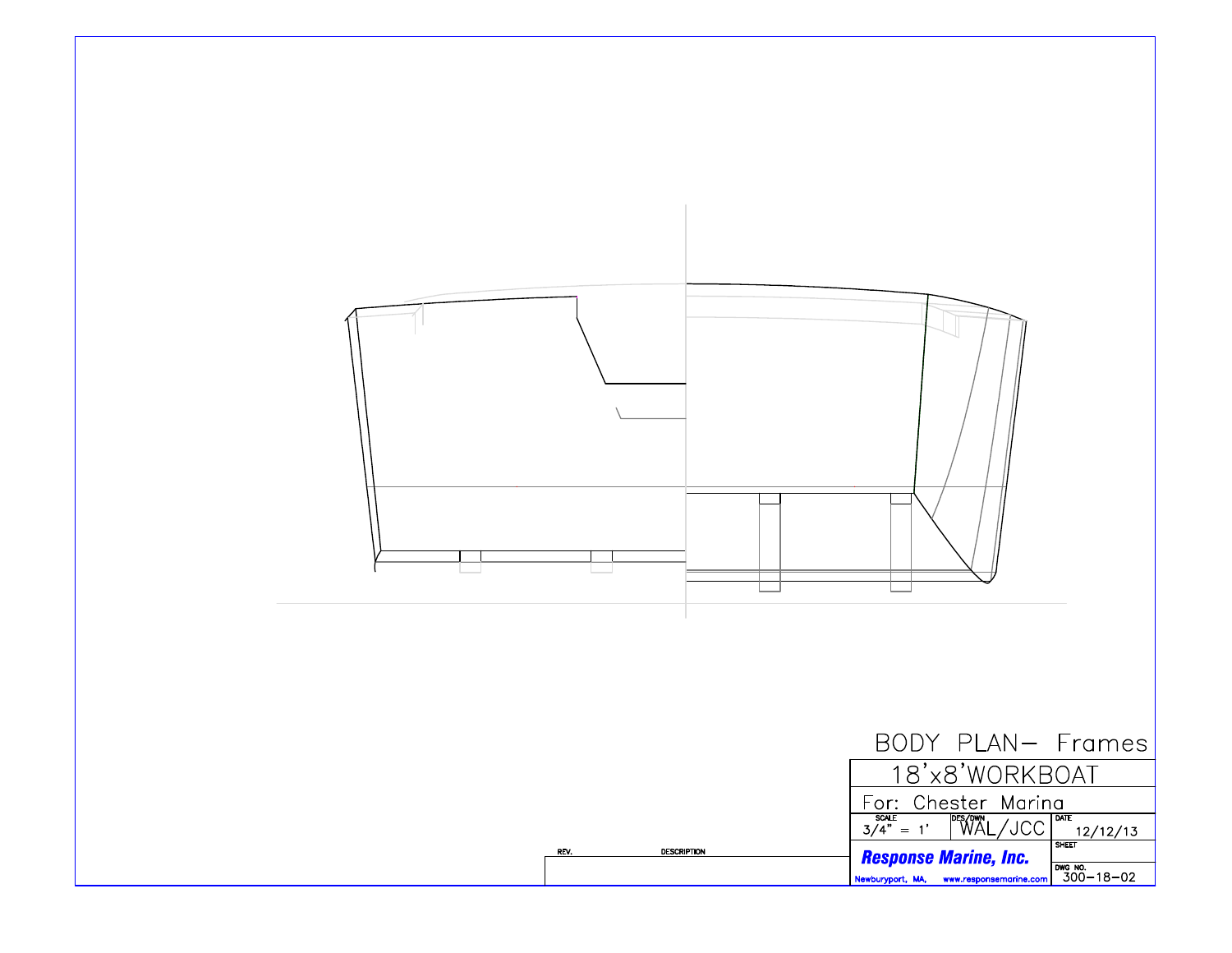# BODY PLAN– Frames

| | |
|---|---|
| 18'x8'WORKBOAT | |
| For: Chester Marina | |
| SCALE 3/4" = 1' | DES/DWN WAL/JCC |
| DATE | 12/12/13 |
| SHEET | |
| DWG NO. | 300–18–02 |

**Response Marine, Inc.**

Newburyport, MA, www.responsemarine.com

| REV. | DESCRIPTION |
|---|---|
| | |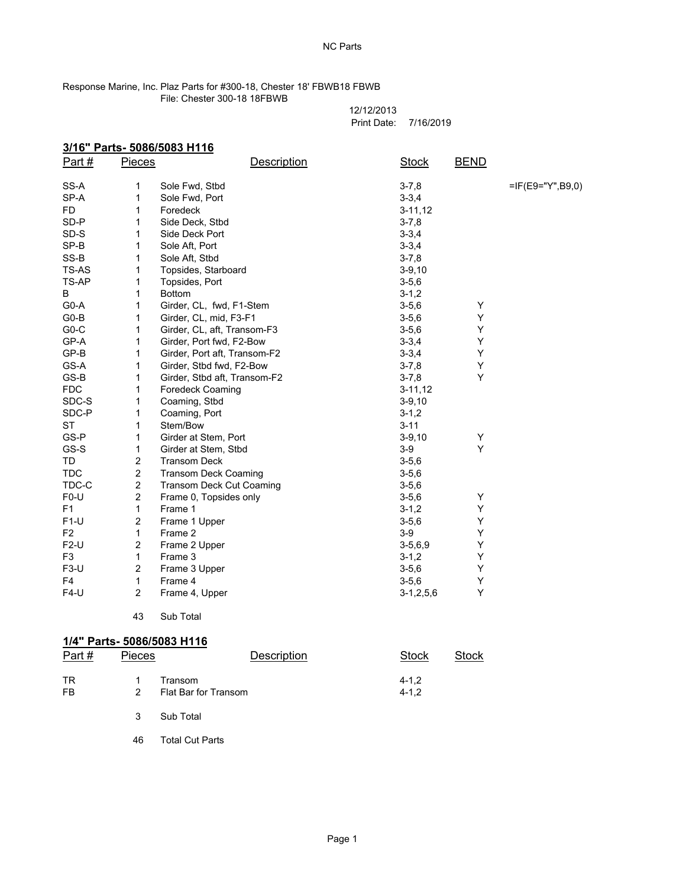NC Parts

Response Marine, Inc. Plaz Parts for #300-18, Chester 18' FBWB18 FBWB
File: Chester 300-18 18FBWB

12/12/2013
Print Date: 7/16/2019

## 3/16" Parts- 5086/5083 H116

| Part # | Pieces | Description | Stock | BEND | |
|---|---|---|---|---|---|
| SS-A | 1 | Sole Fwd, Stbd | 3-7,8 | | =IF(E9="Y",B9,0) |
| SP-A | 1 | Sole Fwd, Port | 3-3,4 | | |
| FD | 1 | Foredeck | 3-11,12 | | |
| SD-P | 1 | Side Deck, Stbd | 3-7,8 | | |
| SD-S | 1 | Side Deck Port | 3-3,4 | | |
| SP-B | 1 | Sole Aft, Port | 3-3,4 | | |
| SS-B | 1 | Sole Aft, Stbd | 3-7,8 | | |
| TS-AS | 1 | Topsides, Starboard | 3-9,10 | | |
| TS-AP | 1 | Topsides, Port | 3-5,6 | | |
| B | 1 | Bottom | 3-1,2 | | |
| G0-A | 1 | Girder, CL, fwd, F1-Stem | 3-5,6 | Y | |
| G0-B | 1 | Girder, CL, mid, F3-F1 | 3-5,6 | Y | |
| G0-C | 1 | Girder, CL, aft, Transom-F3 | 3-5,6 | Y | |
| GP-A | 1 | Girder, Port fwd, F2-Bow | 3-3,4 | Y | |
| GP-B | 1 | Girder, Port aft, Transom-F2 | 3-3,4 | Y | |
| GS-A | 1 | Girder, Stbd fwd, F2-Bow | 3-7,8 | Y | |
| GS-B | 1 | Girder, Stbd aft, Transom-F2 | 3-7,8 | Y | |
| FDC | 1 | Foredeck Coaming | 3-11,12 | | |
| SDC-S | 1 | Coaming, Stbd | 3-9,10 | | |
| SDC-P | 1 | Coaming, Port | 3-1,2 | | |
| ST | 1 | Stem/Bow | 3-11 | | |
| GS-P | 1 | Girder at Stem, Port | 3-9,10 | Y | |
| GS-S | 1 | Girder at Stem, Stbd | 3-9 | Y | |
| TD | 2 | Transom Deck | 3-5,6 | | |
| TDC | 2 | Transom Deck Coaming | 3-5,6 | | |
| TDC-C | 2 | Transom Deck Cut Coaming | 3-5,6 | | |
| F0-U | 2 | Frame 0, Topsides only | 3-5,6 | Y | |
| F1 | 1 | Frame 1 | 3-1,2 | Y | |
| F1-U | 2 | Frame 1 Upper | 3-5,6 | Y | |
| F2 | 1 | Frame 2 | 3-9 | Y | |
| F2-U | 2 | Frame 2 Upper | 3-5,6,9 | Y | |
| F3 | 1 | Frame 3 | 3-1,2 | Y | |
| F3-U | 2 | Frame 3 Upper | 3-5,6 | Y | |
| F4 | 1 | Frame 4 | 3-5,6 | Y | |
| F4-U | 2 | Frame 4, Upper | 3-1,2,5,6 | Y | |
| | 43 | Sub Total | | | |

## 1/4" Parts- 5086/5083 H116

| Part # | Pieces | Description | Stock | Stock |
|---|---|---|---|---|
| TR | 1 | Transom | 4-1,2 | |
| FB | 2 | Flat Bar for Transom | 4-1,2 | |
| | 3 | Sub Total | | |
| | 46 | Total Cut Parts | | |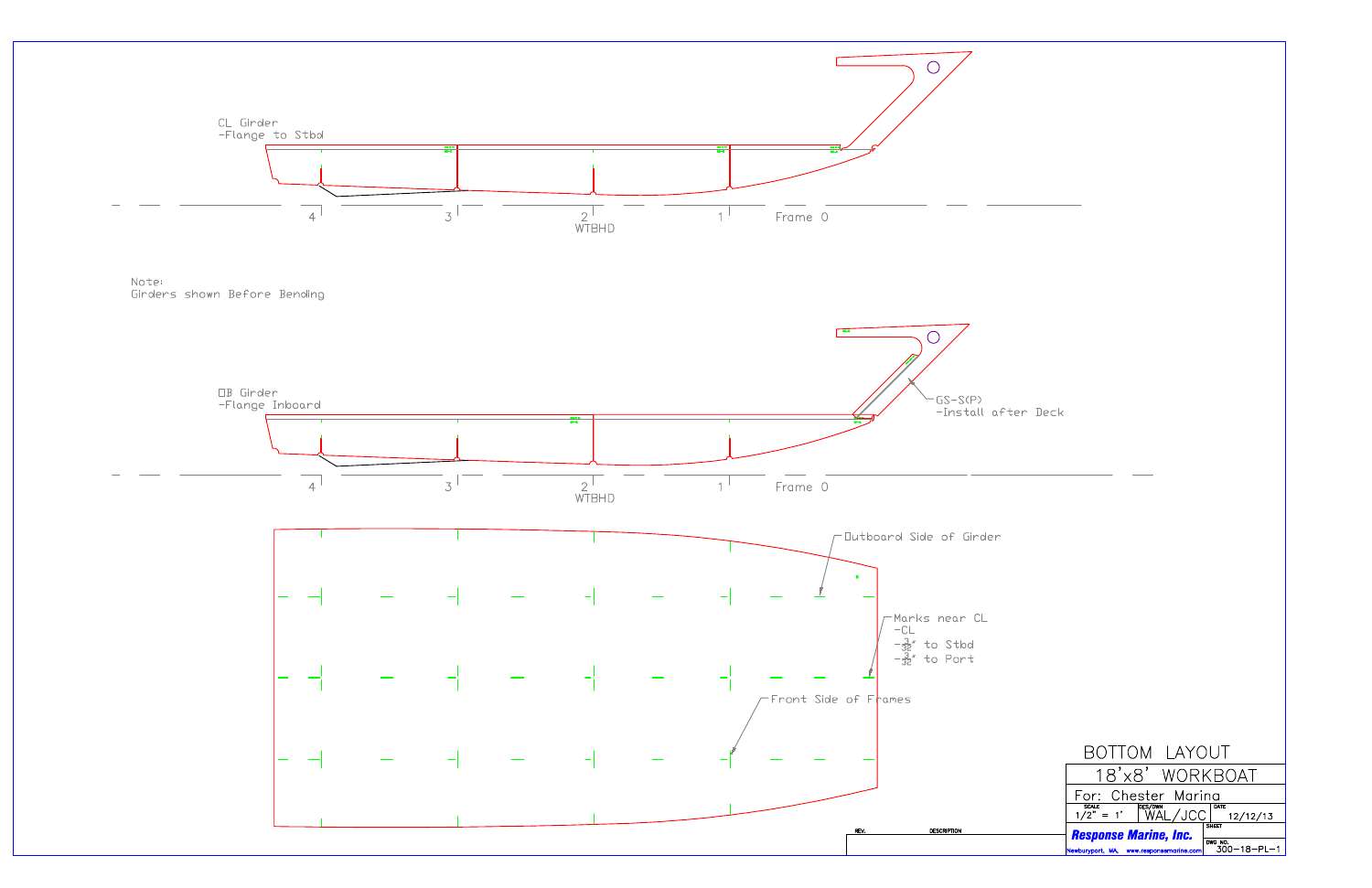CL Girder
-Flange to Stbd

4 3 2 1 Frame 0

WTBHD

Note:
Girders shown Before Bending

OB Girder
-Flange Inboard

GS-S(P)
-Install after Deck

4 3 2 1 Frame 0

WTBHD

Outboard Side of Girder

Marks near CL
-CL
-$\frac{3}{32}$" to Stbd
-$\frac{3}{32}$" to Port

Front Side of Frames

# BOTTOM LAYOUT

## 18'x8' WORKBOAT

| | | |
|---|---|---|
| For: Chester Marina | | |
| SCALE 1/2" = 1' | DES/DWN WAL/JCC | DATE 12/12/13 |
| **Response Marine, Inc.** Newburyport, MA. www.responsemarine.com | | SHEET |
| | | DWG NO. 300-18-PL-1 |

| REV. | DESCRIPTION |
|---|---|
| | |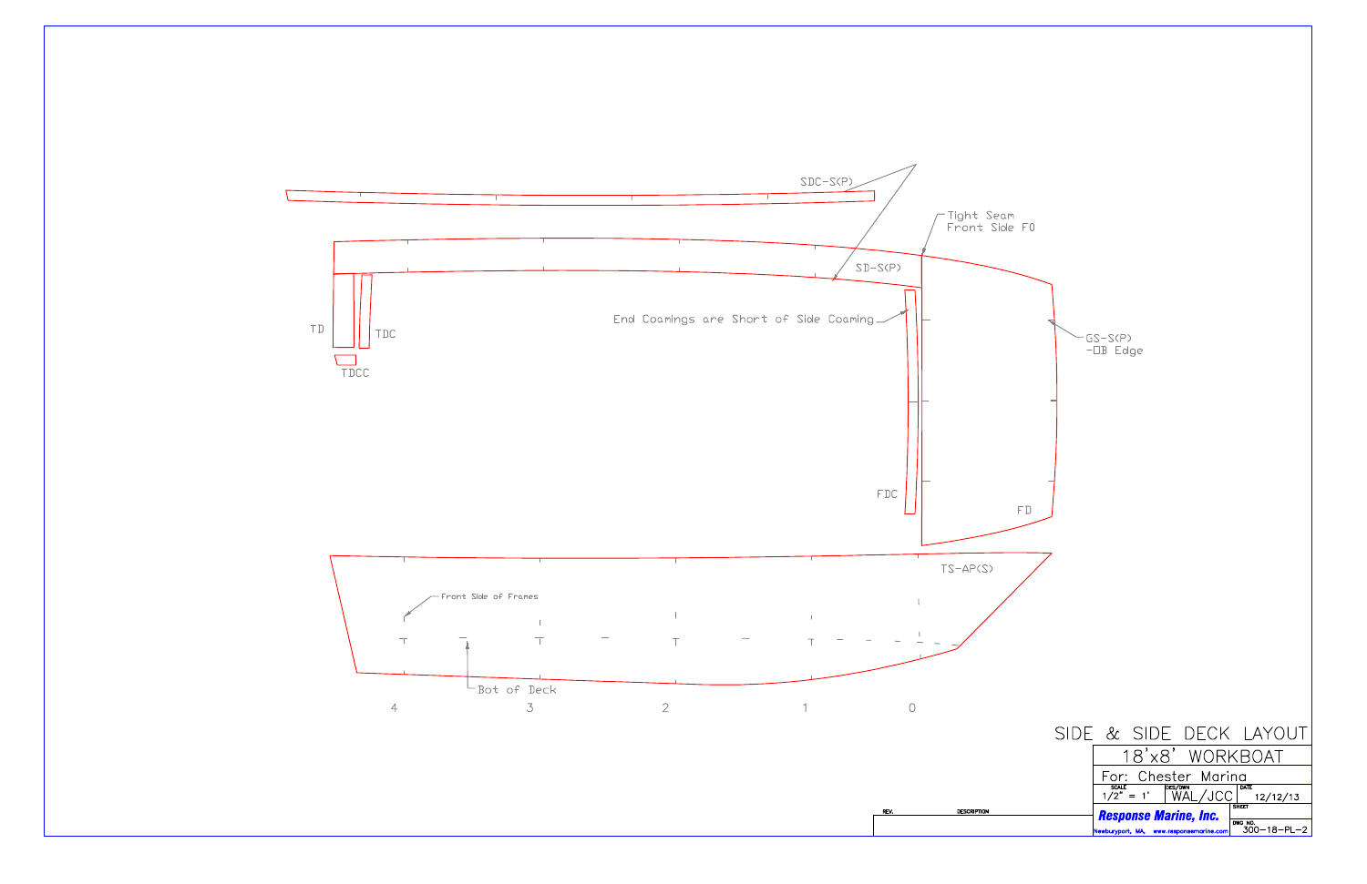SDC-S(P)

Tight Seam
Front Side F0

SD-S(P)

TD

TDC

TDCC

End Coamings are Short of Side Coaming

GS-S(P)
-□B Edge

FDC

FD

TS-AP(S)

Front Side of Frames

Bot of Deck

4 3 2 1 0

# SIDE & SIDE DECK LAYOUT

## 18'x8' WORKBOAT

| For: Chester Marina | | |
|---|---|---|
| SCALE 1/2" = 1' | DES/DWN WAL/JCC | DATE 12/12/13 |
| **Response Marine, Inc.** | | SHEET |
| Newburyport, MA, www.responsemarine.com | | DWG NO. 300-18-PL-2 |

| REV. | DESCRIPTION |
|---|---|
| | |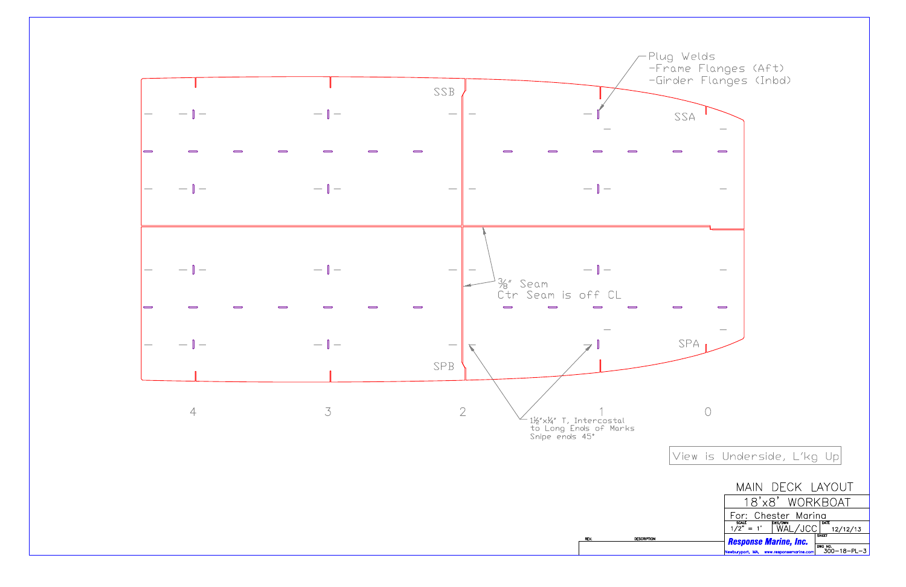Plug Welds
-Frame Flanges (Aft)
-Girder Flanges (Inbd)

SSB

SSA

3/8" Seam
Ctr Seam is off CL

SPB

SPA

4 3 2 1 0

1½"x¼" T, Intercostal
to Long Ends of Marks
Snipe ends 45°

View is Underside, L'kg Up

| MAIN DECK LAYOUT | | |
|---|---|---|
| 18'x8' WORKBOAT | | |
| For: Chester Marina | | |
| SCALE 1/2" = 1' | DES/DWN WAL/JCC | DATE 12/12/13 |
| Response Marine, Inc. | | SHEET |
| Newburyport, MA, www.responsemarine.com | | DWG NO. 300-18-PL-3 |

| REV. | DESCRIPTION |
|---|---|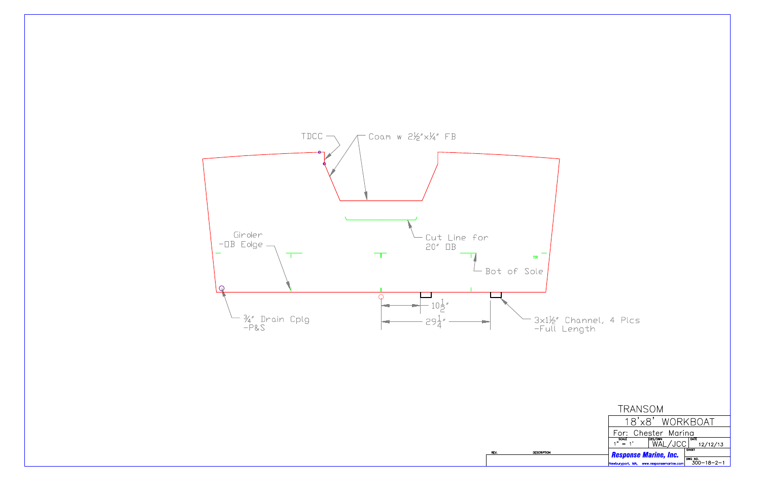TDCC

Coam w 2½"x¼" FB

Cut Line for 20" OB

Girder -OB Edge

Bot of Sole

TR

¾" Drain Cplg -P&S

$10\frac{1}{2}$"

$29\frac{1}{4}$"

3x1½" Channel, 4 Plcs -Full Length

| REV. | DESCRIPTION |
|---|---|
| | |

| TRANSOM | | |
|---|---|---|
| 18'x8' WORKBOAT | | |
| For: Chester Marina | | |
| SCALE 1" = 1' | DES/DWN WAL/JCC | DATE 12/12/13 |
| **Response Marine, Inc.** Newburyport, MA, www.responsemarine.com | | SHEET |
| | | DWG NO. 300-18-2-1 |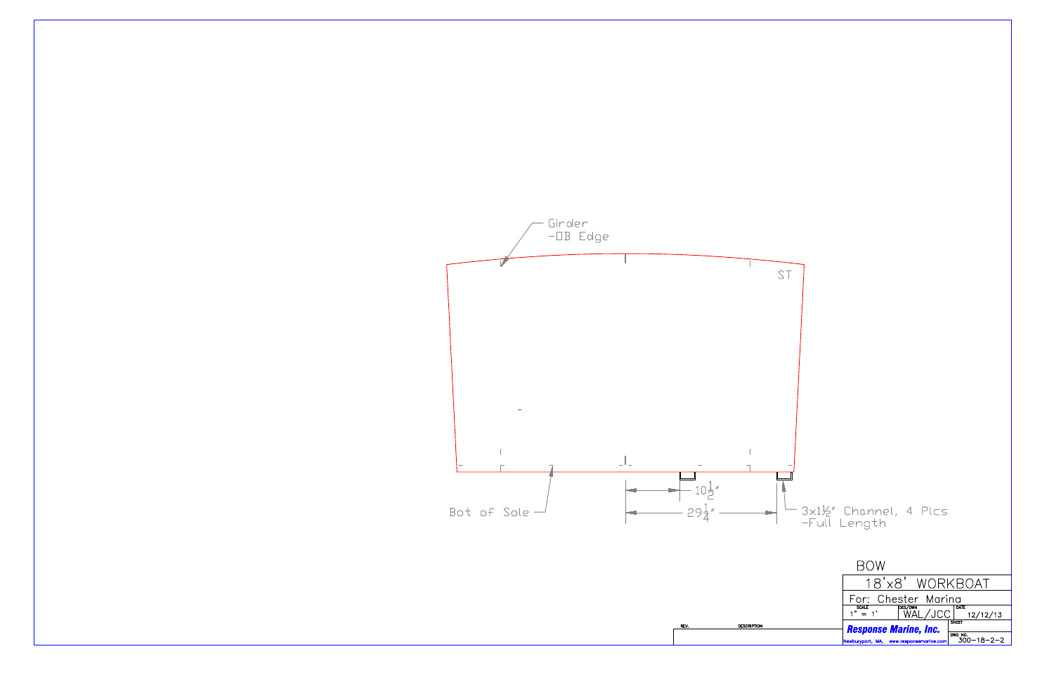Girder
-OB Edge

ST

Bot of Sole

$10\frac{1}{2}$"

$29\frac{1}{4}$"

3x1½" Channel, 4 Plcs
-Full Length

BOW

| 18'x8' WORKBOAT | | |
|---|---|---|
| For: Chester Marina | | |
| SCALE 1" = 1' | DES/DWN WAL/JCC | DATE 12/12/13 |
| **Response Marine, Inc.** Newburyport, MA, www.responsemarine.com | | SHEET |
| | | DWG NO. 300-18-2-2 |

| REV. | DESCRIPTION |
|---|---|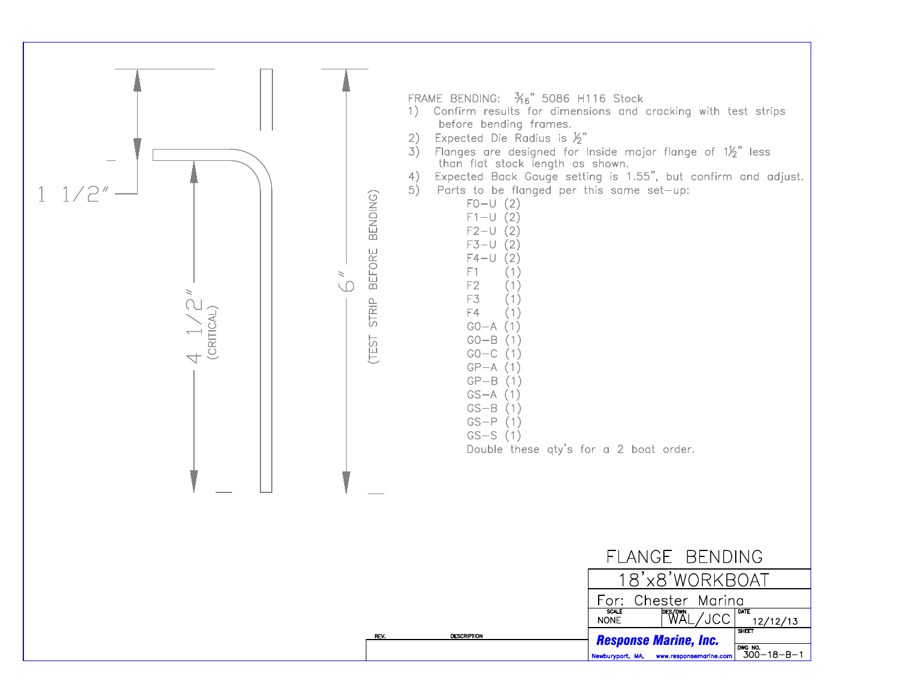1 1/2"

4 1/2" (CRITICAL)

6" (TEST STRIP BEFORE BENDING)

FRAME BENDING: $\frac{3}{16}$" 5086 H116 Stock

1) Confirm results for dimensions and cracking with test strips before bending frames.
2) Expected Die Radius is ½"
3) Flanges are designed for Inside major flange of 1½" less than flat stock length as shown.
4) Expected Back Gauge setting is 1.55", but confirm and adjust.
5) Parts to be flanged per this same set-up:

   F0-U (2)
   F1-U (2)
   F2-U (2)
   F3-U (2)
   F4-U (2)
   F1 (1)
   F2 (1)
   F3 (1)
   F4 (1)
   G0-A (1)
   G0-B (1)
   G0-C (1)
   GP-A (1)
   GP-B (1)
   GS-A (1)
   GS-B (1)
   GS-P (1)
   GS-S (1)

   Double these qty's for a 2 boat order.

FLANGE BENDING

| 18'x8'WORKBOAT | | |
|---|---|---|
| For: Chester Marina | | |
| SCALE NONE | DES/DWN WAL/JCC | DATE 12/12/13 |
| **Response Marine, Inc.** Newburyport, MA, www.responsemarine.com | | SHEET |
| | | DWG NO. 300-18-B-1 |

| REV. | DESCRIPTION |
|---|---|
| | |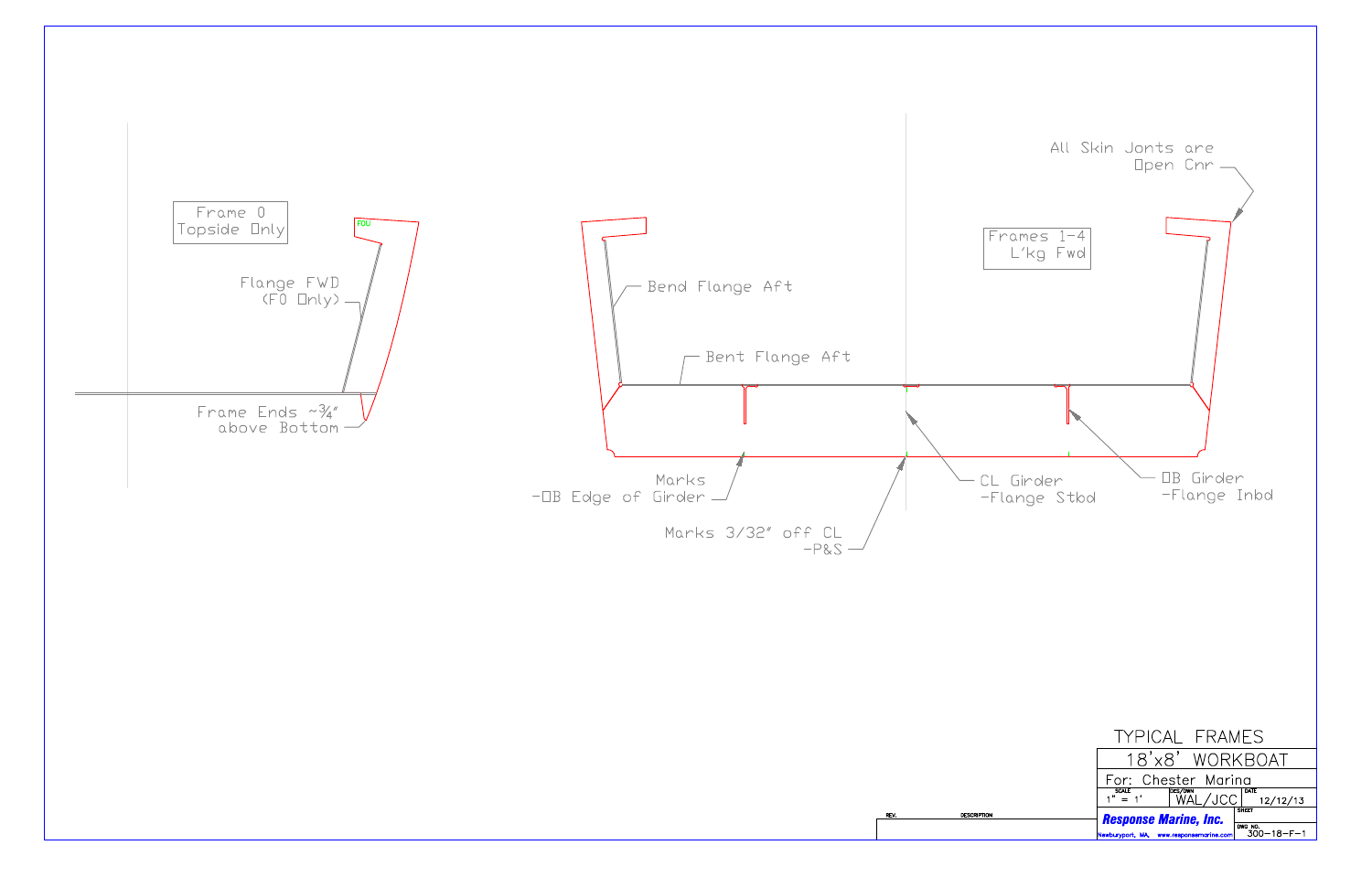Frame 0
Topside Only

FOU

Flange FWD
(F0 Only)

Frame Ends ~¾"
above Bottom

Bend Flange Aft

Bent Flange Aft

Frames 1-4
L'kg Fwd

All Skin Jonts are
Open Cnr

Marks
-OB Edge of Girder

Marks 3/32" off CL
-P&S

CL Girder
-Flange Stbd

OB Girder
-Flange Inbd

TYPICAL FRAMES

18'x8' WORKBOAT

For: Chester Marina

| SCALE | DES/DWN | DATE |
|---|---|---|
| 1" = 1' | WAL/JCC | 12/12/13 |

**Response Marine, Inc.**

Newburyport, MA, www.responsemarine.com

SHEET

DWG NO. 300-18-F-1

REV. DESCRIPTION